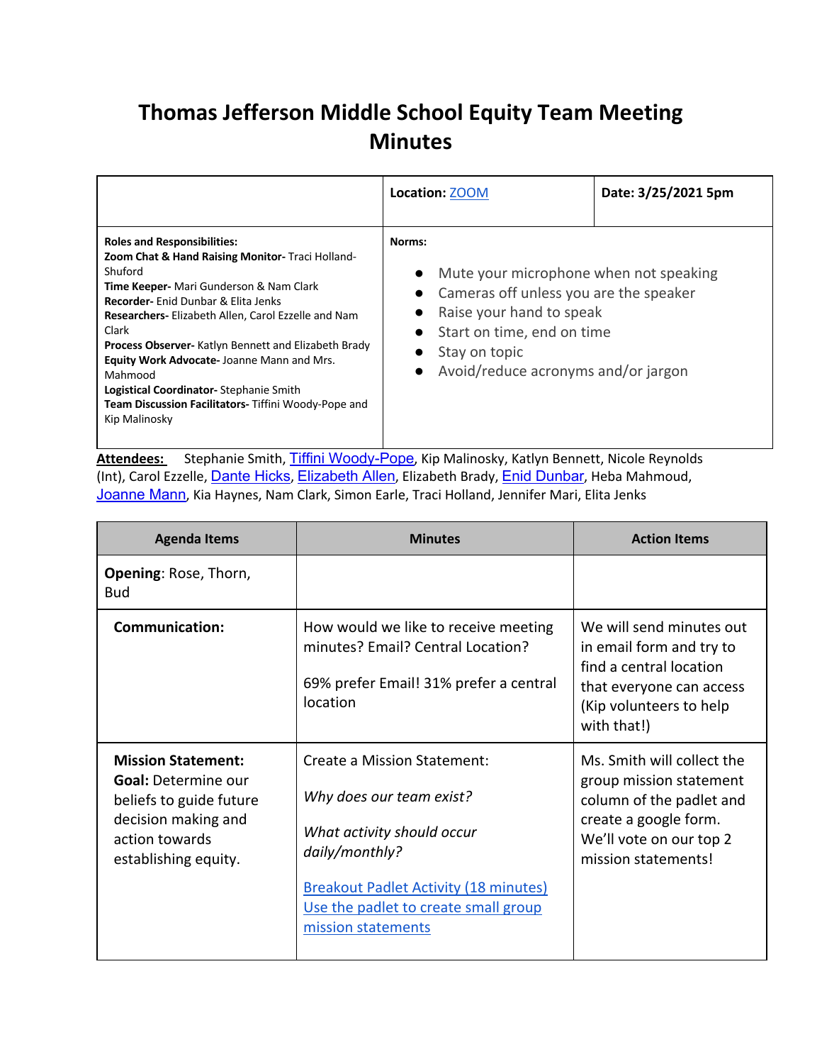# Thomas Jefferson Middle School Equity Team Meeting Minutes

| | Location: ZOOM | Date: 3/25/2021 5pm |
|---|---|---|
| **Roles and Responsibilities:**<br>**Zoom Chat & Hand Raising Monitor-** Traci Holland-Shuford<br>**Time Keeper-** Mari Gunderson & Nam Clark<br>**Recorder-** Enid Dunbar & Elita Jenks<br>**Researchers-** Elizabeth Allen, Carol Ezzelle and Nam Clark<br>**Process Observer-** Katlyn Bennett and Elizabeth Brady<br>**Equity Work Advocate-** Joanne Mann and Mrs. Mahmood<br>**Logistical Coordinator-** Stephanie Smith<br>**Team Discussion Facilitators-** Tiffini Woody-Pope and Kip Malinosky | **Norms:**<br>• Mute your microphone when not speaking<br>• Cameras off unless you are the speaker<br>• Raise your hand to speak<br>• Start on time, end on time<br>• Stay on topic<br>• Avoid/reduce acronyms and/or jargon | |

**Attendees:** Stephanie Smith, Tiffini Woody-Pope, Kip Malinosky, Katlyn Bennett, Nicole Reynolds (Int), Carol Ezzelle, Dante Hicks, Elizabeth Allen, Elizabeth Brady, Enid Dunbar, Heba Mahmoud, Joanne Mann, Kia Haynes, Nam Clark, Simon Earle, Traci Holland, Jennifer Mari, Elita Jenks

| Agenda Items | Minutes | Action Items |
|---|---|---|
| **Opening**: Rose, Thorn, Bud | | |
| **Communication:** | How would we like to receive meeting minutes? Email? Central Location?<br><br>69% prefer Email! 31% prefer a central location | We will send minutes out in email form and try to find a central location that everyone can access (Kip volunteers to help with that!) |
| **Mission Statement:**<br>**Goal:** Determine our beliefs to guide future decision making and action towards establishing equity. | Create a Mission Statement:<br><br>*Why does our team exist?*<br><br>*What activity should occur daily/monthly?*<br><br>Breakout Padlet Activity (18 minutes)<br>Use the padlet to create small group mission statements | Ms. Smith will collect the group mission statement column of the padlet and create a google form. We'll vote on our top 2 mission statements! |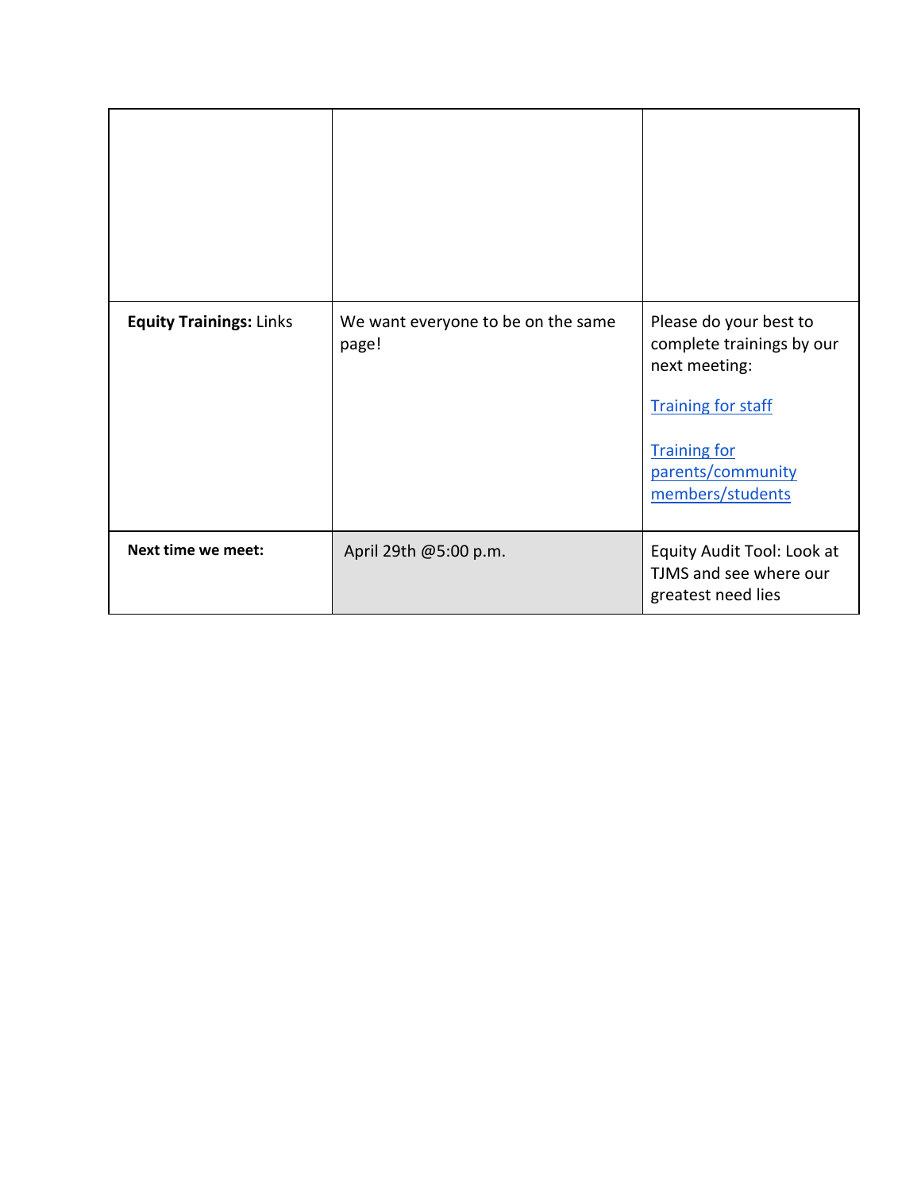| | | |
|---|---|---|
| | | |
| **Equity Trainings:** Links | We want everyone to be on the same page! | Please do your best to complete trainings by our next meeting:<br><br>Training for staff<br><br>Training for parents/community members/students |
| **Next time we meet:** | April 29th @5:00 p.m. | Equity Audit Tool: Look at TJMS and see where our greatest need lies |